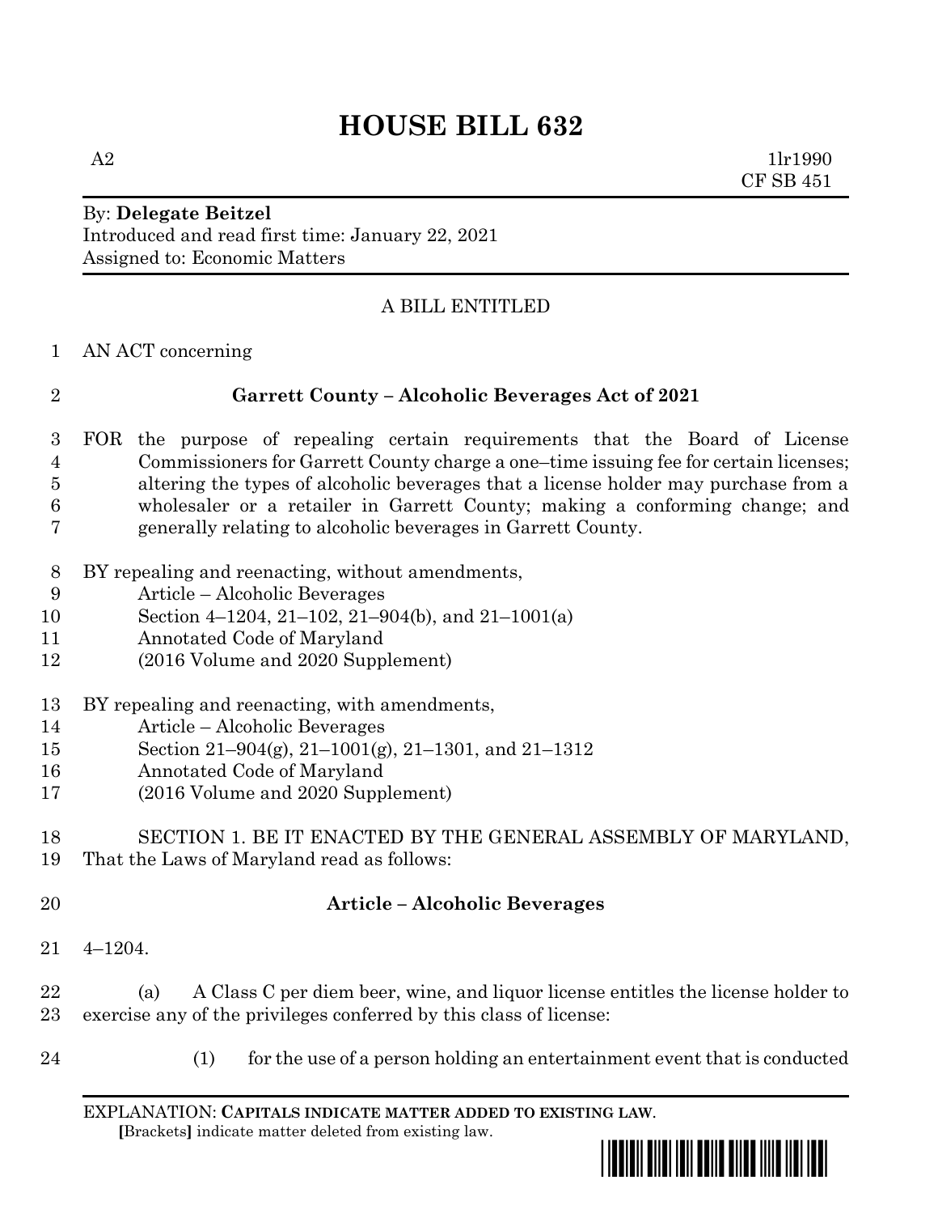# HOUSE BILL 632

A2 1lr1990
CF SB 451

By: **Delegate Beitzel**
Introduced and read first time: January 22, 2021
Assigned to: Economic Matters

A BILL ENTITLED

AN ACT concerning

**Garrett County – Alcoholic Beverages Act of 2021**

FOR the purpose of repealing certain requirements that the Board of License Commissioners for Garrett County charge a one–time issuing fee for certain licenses; altering the types of alcoholic beverages that a license holder may purchase from a wholesaler or a retailer in Garrett County; making a conforming change; and generally relating to alcoholic beverages in Garrett County.

BY repealing and reenacting, without amendments,
Article – Alcoholic Beverages
Section 4–1204, 21–102, 21–904(b), and 21–1001(a)
Annotated Code of Maryland
(2016 Volume and 2020 Supplement)

BY repealing and reenacting, with amendments,
Article – Alcoholic Beverages
Section 21–904(g), 21–1001(g), 21–1301, and 21–1312
Annotated Code of Maryland
(2016 Volume and 2020 Supplement)

SECTION 1. BE IT ENACTED BY THE GENERAL ASSEMBLY OF MARYLAND, That the Laws of Maryland read as follows:

**Article – Alcoholic Beverages**

4–1204.

(a) A Class C per diem beer, wine, and liquor license entitles the license holder to exercise any of the privileges conferred by this class of license:

(1) for the use of a person holding an entertainment event that is conducted

EXPLANATION: **CAPITALS INDICATE MATTER ADDED TO EXISTING LAW.**
[Brackets] indicate matter deleted from existing law.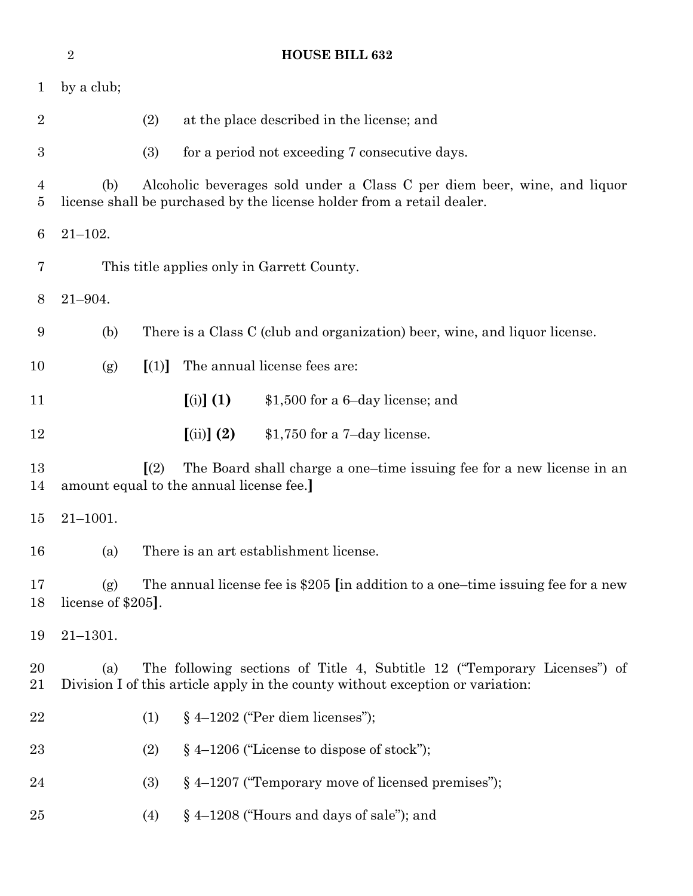by a club;

(2) at the place described in the license; and

(3) for a period not exceeding 7 consecutive days.

(b) Alcoholic beverages sold under a Class C per diem beer, wine, and liquor license shall be purchased by the license holder from a retail dealer.

21–102.

This title applies only in Garrett County.

21–904.

(b) There is a Class C (club and organization) beer, wine, and liquor license.

(g) **[**(1)**]** The annual license fees are:

**[**(i)**] (1)** $1,500 for a 6–day license; and

**[**(ii)**] (2)** $1,750 for a 7–day license.

**[**(2) The Board shall charge a one–time issuing fee for a new license in an amount equal to the annual license fee.**]**

21–1001.

(a) There is an art establishment license.

(g) The annual license fee is $205 **[**in addition to a one–time issuing fee for a new license of $205**]**.

21–1301.

(a) The following sections of Title 4, Subtitle 12 ("Temporary Licenses") of Division I of this article apply in the county without exception or variation:

(1) § 4–1202 ("Per diem licenses");

(2) § 4–1206 ("License to dispose of stock");

(3) § 4–1207 ("Temporary move of licensed premises");

(4) § 4–1208 ("Hours and days of sale"); and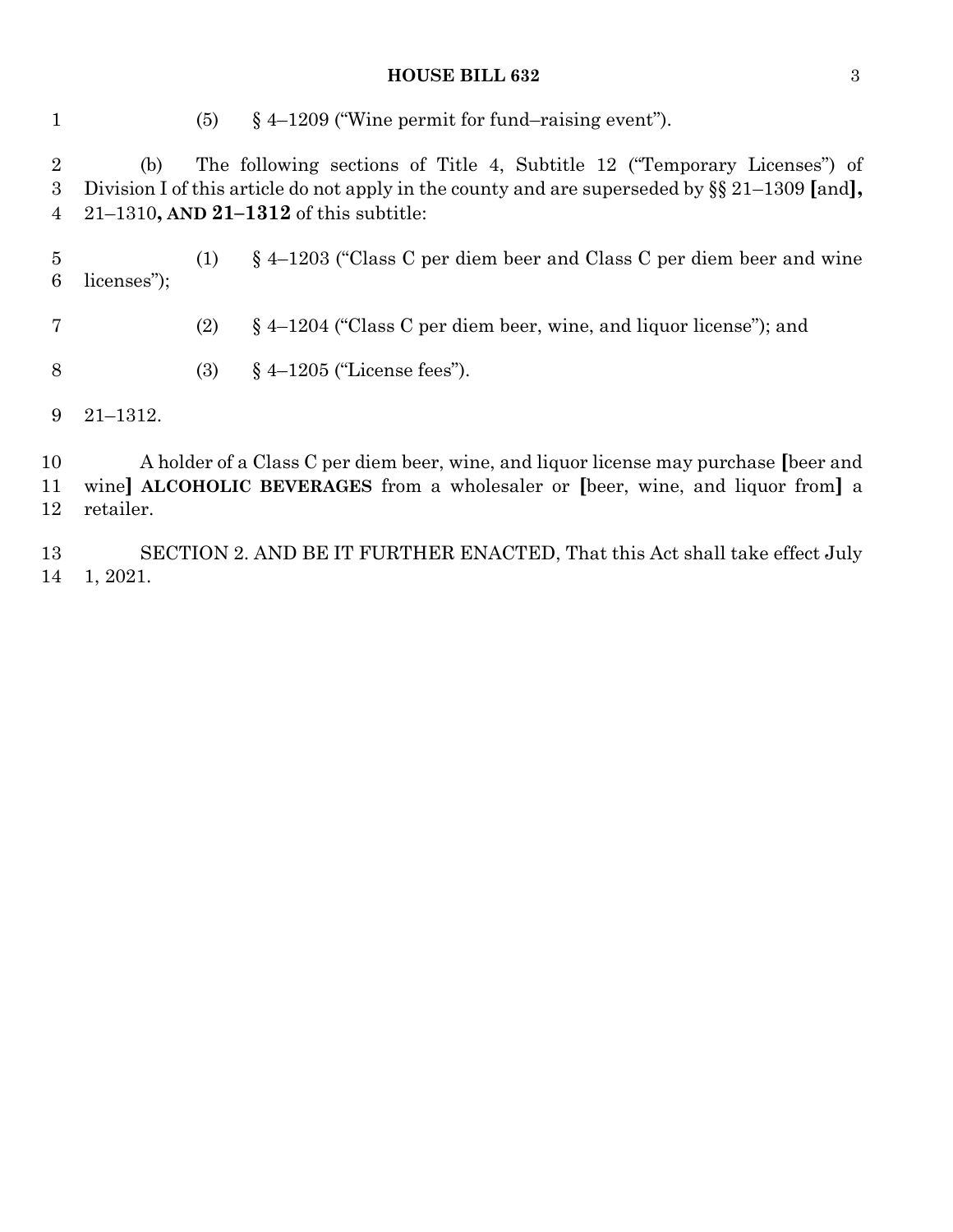(5) § 4–1209 ("Wine permit for fund–raising event").

(b) The following sections of Title 4, Subtitle 12 ("Temporary Licenses") of Division I of this article do not apply in the county and are superseded by §§ 21–1309 [and], 21–1310**, AND 21–1312** of this subtitle:

(1) § 4–1203 ("Class C per diem beer and Class C per diem beer and wine licenses");

(2) § 4–1204 ("Class C per diem beer, wine, and liquor license"); and

(3) § 4–1205 ("License fees").

21–1312.

A holder of a Class C per diem beer, wine, and liquor license may purchase [beer and wine] **ALCOHOLIC BEVERAGES** from a wholesaler or [beer, wine, and liquor from] a retailer.

SECTION 2. AND BE IT FURTHER ENACTED, That this Act shall take effect July 1, 2021.